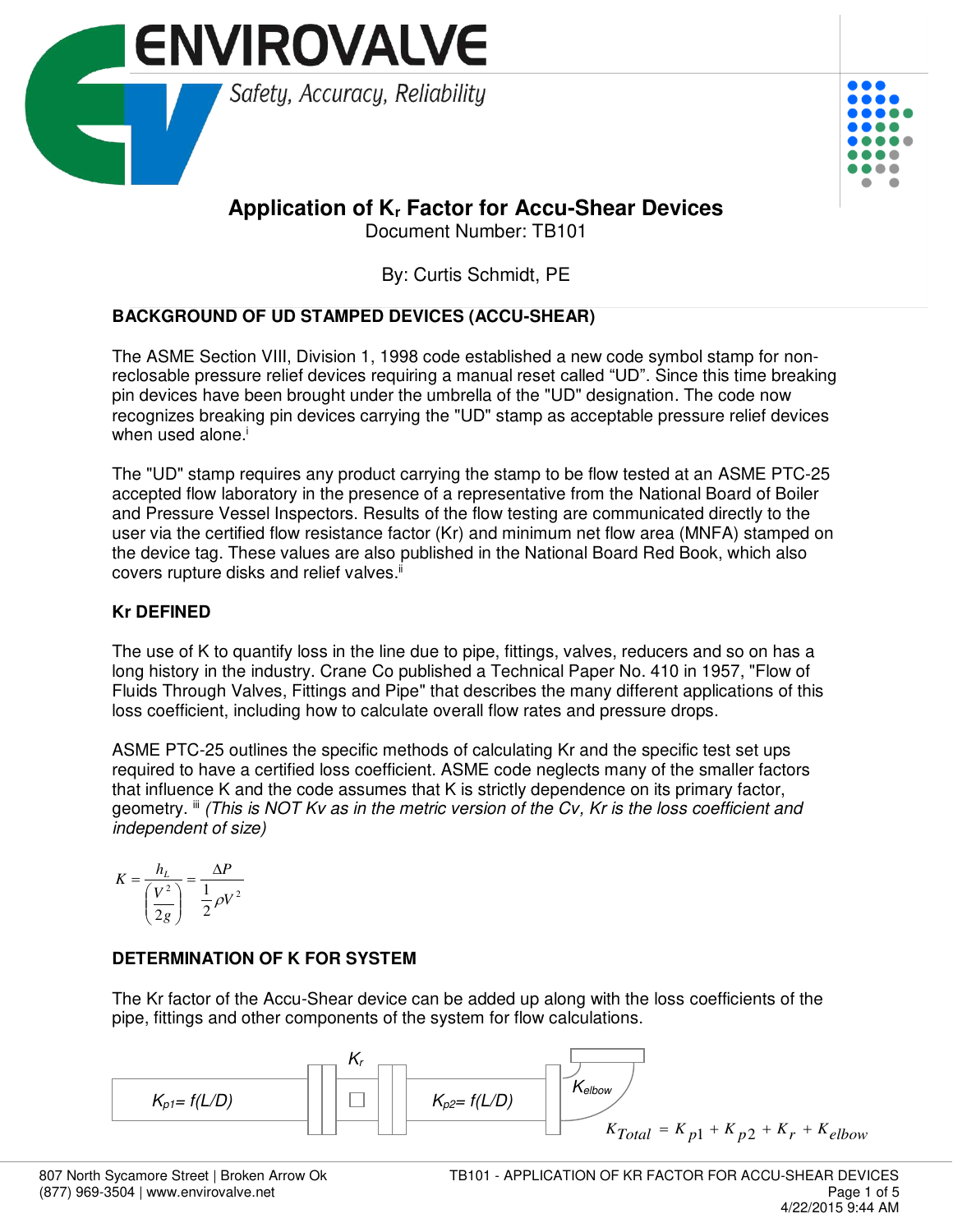# Application of $K_r$ Factor for Accu-Shear Devices

Document Number: TB101

By: Curtis Schmidt, PE

## BACKGROUND OF UD STAMPED DEVICES (ACCU-SHEAR)

The ASME Section VIII, Division 1, 1998 code established a new code symbol stamp for non-reclosable pressure relief devices requiring a manual reset called “UD”. Since this time breaking pin devices have been brought under the umbrella of the "UD" designation. The code now recognizes breaking pin devices carrying the "UD" stamp as acceptable pressure relief devices when used alone.[i]

The "UD" stamp requires any product carrying the stamp to be flow tested at an ASME PTC-25 accepted flow laboratory in the presence of a representative from the National Board of Boiler and Pressure Vessel Inspectors. Results of the flow testing are communicated directly to the user via the certified flow resistance factor (Kr) and minimum net flow area (MNFA) stamped on the device tag. These values are also published in the National Board Red Book, which also covers rupture disks and relief valves.[ii]

## Kr DEFINED

The use of K to quantify loss in the line due to pipe, fittings, valves, reducers and so on has a long history in the industry. Crane Co published a Technical Paper No. 410 in 1957, "Flow of Fluids Through Valves, Fittings and Pipe" that describes the many different applications of this loss coefficient, including how to calculate overall flow rates and pressure drops.

ASME PTC-25 outlines the specific methods of calculating Kr and the specific test set ups required to have a certified loss coefficient. ASME code neglects many of the smaller factors that influence K and the code assumes that K is strictly dependence on its primary factor, geometry.[iii] *(This is NOT Kv as in the metric version of the Cv, Kr is the loss coefficient and independent of size)*

$$K = \frac{h_L}{\left(\frac{V^2}{2g}\right)} = \frac{\Delta P}{\frac{1}{2}\rho V^2}$$

## DETERMINATION OF K FOR SYSTEM

The Kr factor of the Accu-Shear device can be added up along with the loss coefficients of the pipe, fittings and other components of the system for flow calculations.

$K_{p1} = f(L/D)$ — $K_r$ — $K_{p2} = f(L/D)$ — $K_{elbow}$

$$K_{Total} = K_{p1} + K_{p2} + K_r + K_{elbow}$$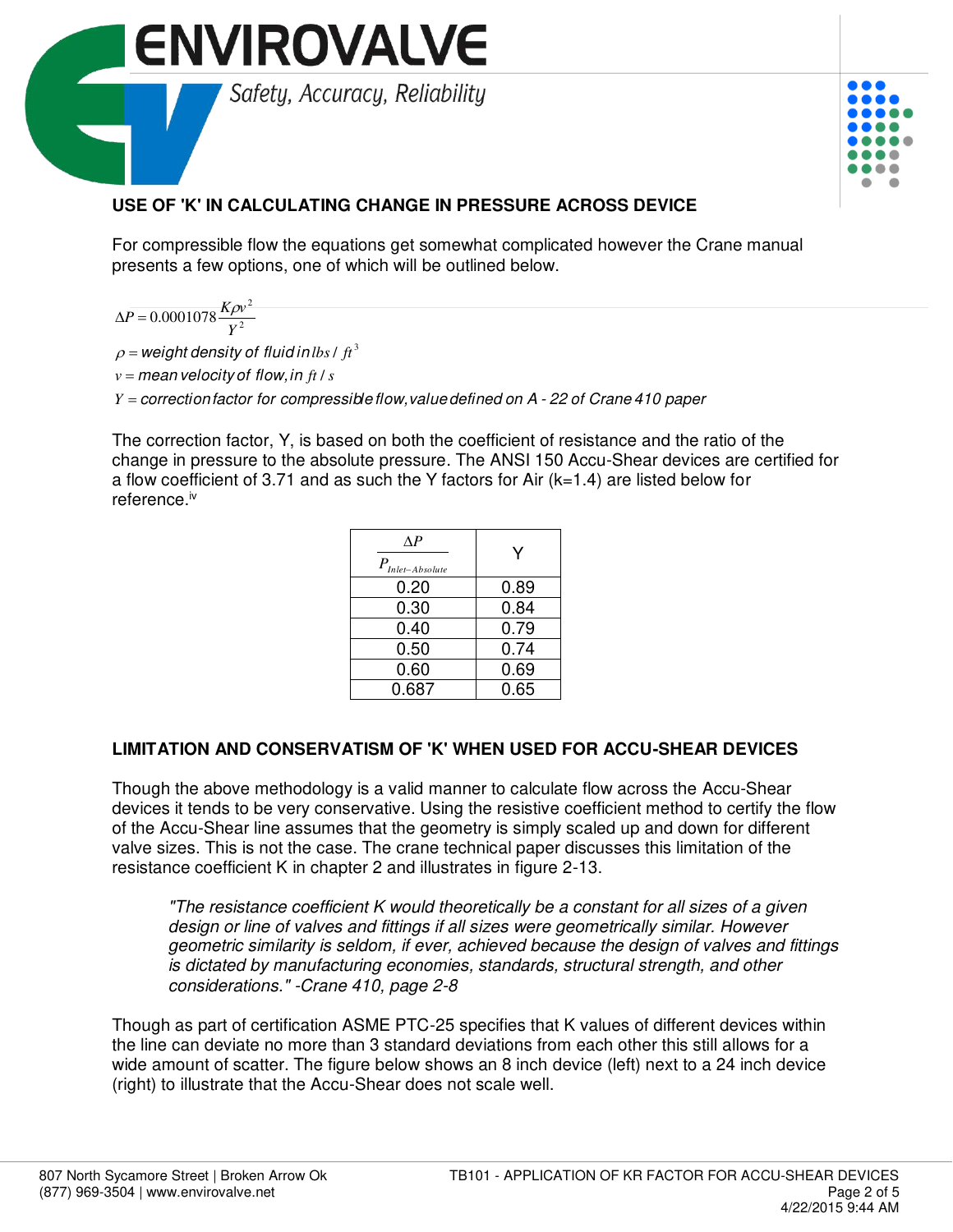## USE OF 'K' IN CALCULATING CHANGE IN PRESSURE ACROSS DEVICE

For compressible flow the equations get somewhat complicated however the Crane manual presents a few options, one of which will be outlined below.

$$\Delta P = 0.0001078 \frac{K \rho v^2}{Y^2}$$

$\rho =$ *weight density of fluid in* $lbs/ft^3$

$v =$ *mean velocity of flow, in* $ft/s$

$Y =$ *correction factor for compressible flow, value defined on A - 22 of Crane 410 paper*

The correction factor, Y, is based on both the coefficient of resistance and the ratio of the change in pressure to the absolute pressure. The ANSI 150 Accu-Shear devices are certified for a flow coefficient of 3.71 and as such the Y factors for Air (k=1.4) are listed below for reference.[iv]

| $\frac{\Delta P}{P_{Inlet-Absolute}}$ | Y |
|---|---|
| 0.20 | 0.89 |
| 0.30 | 0.84 |
| 0.40 | 0.79 |
| 0.50 | 0.74 |
| 0.60 | 0.69 |
| 0.687 | 0.65 |

## LIMITATION AND CONSERVATISM OF 'K' WHEN USED FOR ACCU-SHEAR DEVICES

Though the above methodology is a valid manner to calculate flow across the Accu-Shear devices it tends to be very conservative. Using the resistive coefficient method to certify the flow of the Accu-Shear line assumes that the geometry is simply scaled up and down for different valve sizes. This is not the case. The crane technical paper discusses this limitation of the resistance coefficient K in chapter 2 and illustrates in figure 2-13.

> *"The resistance coefficient K would theoretically be a constant for all sizes of a given design or line of valves and fittings if all sizes were geometrically similar. However geometric similarity is seldom, if ever, achieved because the design of valves and fittings is dictated by manufacturing economies, standards, structural strength, and other considerations." -Crane 410, page 2-8*

Though as part of certification ASME PTC-25 specifies that K values of different devices within the line can deviate no more than 3 standard deviations from each other this still allows for a wide amount of scatter. The figure below shows an 8 inch device (left) next to a 24 inch device (right) to illustrate that the Accu-Shear does not scale well.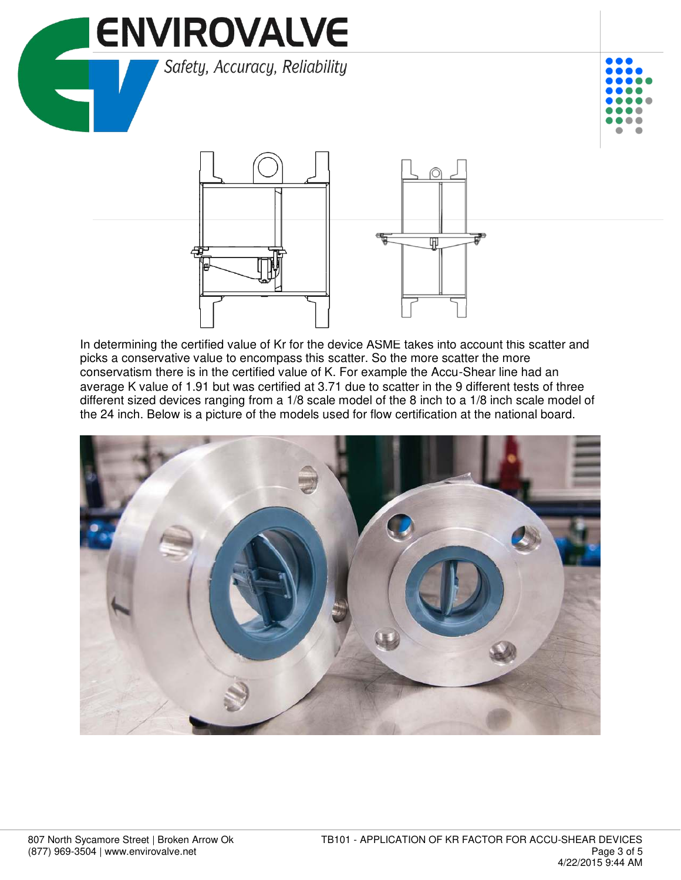In determining the certified value of Kr for the device ASME takes into account this scatter and picks a conservative value to encompass this scatter. So the more scatter the more conservatism there is in the certified value of K. For example the Accu-Shear line had an average K value of 1.91 but was certified at 3.71 due to scatter in the 9 different tests of three different sized devices ranging from a 1/8 scale model of the 8 inch to a 1/8 inch scale model of the 24 inch. Below is a picture of the models used for flow certification at the national board.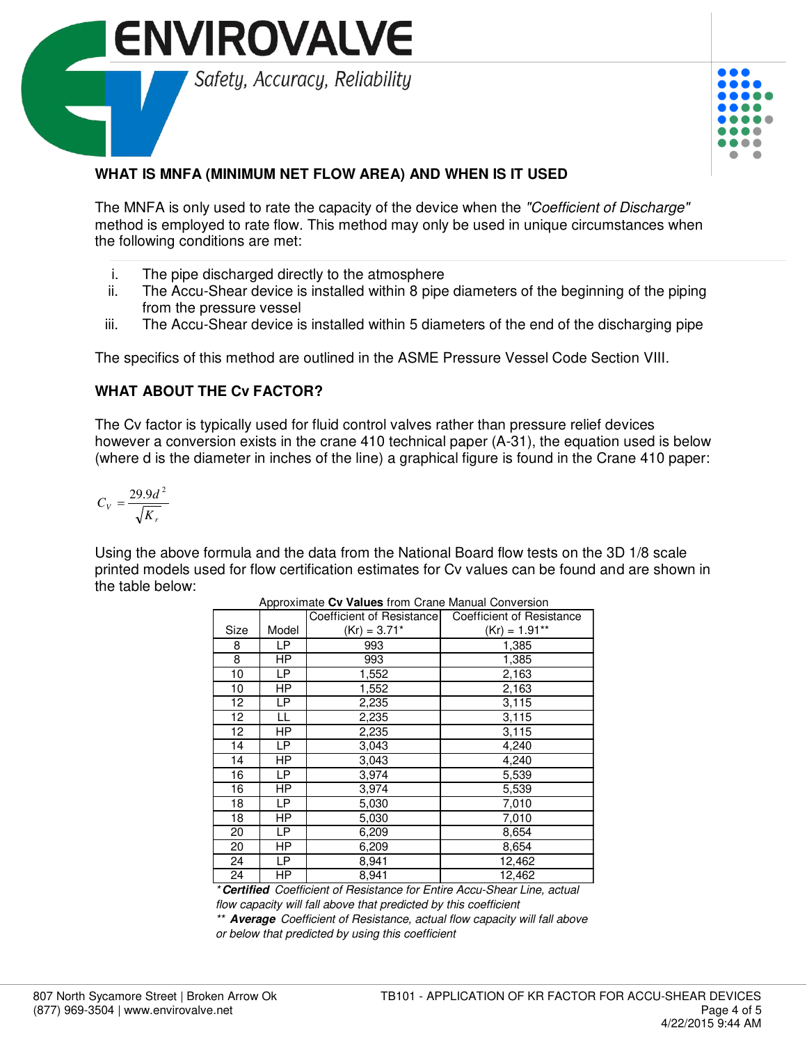## WHAT IS MNFA (MINIMUM NET FLOW AREA) AND WHEN IS IT USED

The MNFA is only used to rate the capacity of the device when the *"Coefficient of Discharge"* method is employed to rate flow. This method may only be used in unique circumstances when the following conditions are met:

i. The pipe discharged directly to the atmosphere
ii. The Accu-Shear device is installed within 8 pipe diameters of the beginning of the piping from the pressure vessel
iii. The Accu-Shear device is installed within 5 diameters of the end of the discharging pipe

The specifics of this method are outlined in the ASME Pressure Vessel Code Section VIII.

## WHAT ABOUT THE Cv FACTOR?

The Cv factor is typically used for fluid control valves rather than pressure relief devices however a conversion exists in the crane 410 technical paper (A-31), the equation used is below (where d is the diameter in inches of the line) a graphical figure is found in the Crane 410 paper:

$$C_V = \frac{29.9d^2}{\sqrt{K_r}}$$

Using the above formula and the data from the National Board flow tests on the 3D 1/8 scale printed models used for flow certification estimates for Cv values can be found and are shown in the table below:

Approximate **Cv Values** from Crane Manual Conversion

| Size | Model | Coefficient of Resistance (Kr) = 3.71* | Coefficient of Resistance (Kr) = 1.91** |
|---|---|---|---|
| 8 | LP | 993 | 1,385 |
| 8 | HP | 993 | 1,385 |
| 10 | LP | 1,552 | 2,163 |
| 10 | HP | 1,552 | 2,163 |
| 12 | LP | 2,235 | 3,115 |
| 12 | LL | 2,235 | 3,115 |
| 12 | HP | 2,235 | 3,115 |
| 14 | LP | 3,043 | 4,240 |
| 14 | HP | 3,043 | 4,240 |
| 16 | LP | 3,974 | 5,539 |
| 16 | HP | 3,974 | 5,539 |
| 18 | LP | 5,030 | 7,010 |
| 18 | HP | 5,030 | 7,010 |
| 20 | LP | 6,209 | 8,654 |
| 20 | HP | 6,209 | 8,654 |
| 24 | LP | 8,941 | 12,462 |
| 24 | HP | 8,941 | 12,462 |

*\* **Certified** Coefficient of Resistance for Entire Accu-Shear Line, actual flow capacity will fall above that predicted by this coefficient*

*\*\* **Average** Coefficient of Resistance, actual flow capacity will fall above or below that predicted by using this coefficient*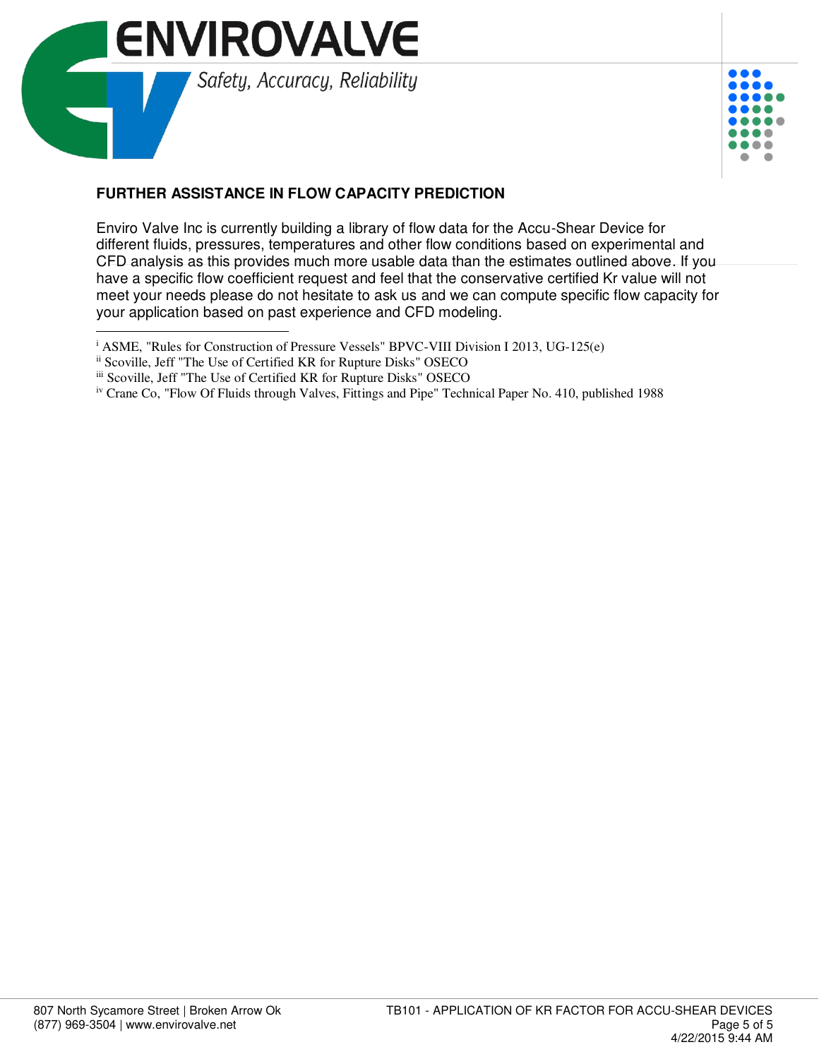## FURTHER ASSISTANCE IN FLOW CAPACITY PREDICTION

Enviro Valve Inc is currently building a library of flow data for the Accu-Shear Device for different fluids, pressures, temperatures and other flow conditions based on experimental and CFD analysis as this provides much more usable data than the estimates outlined above. If you have a specific flow coefficient request and feel that the conservative certified Kr value will not meet your needs please do not hesitate to ask us and we can compute specific flow capacity for your application based on past experience and CFD modeling.

---

[i] ASME, "Rules for Construction of Pressure Vessels" BPVC-VIII Division I 2013, UG-125(e)

[ii] Scoville, Jeff "The Use of Certified KR for Rupture Disks" OSECO

[iii] Scoville, Jeff "The Use of Certified KR for Rupture Disks" OSECO

[iv] Crane Co, "Flow Of Fluids through Valves, Fittings and Pipe" Technical Paper No. 410, published 1988